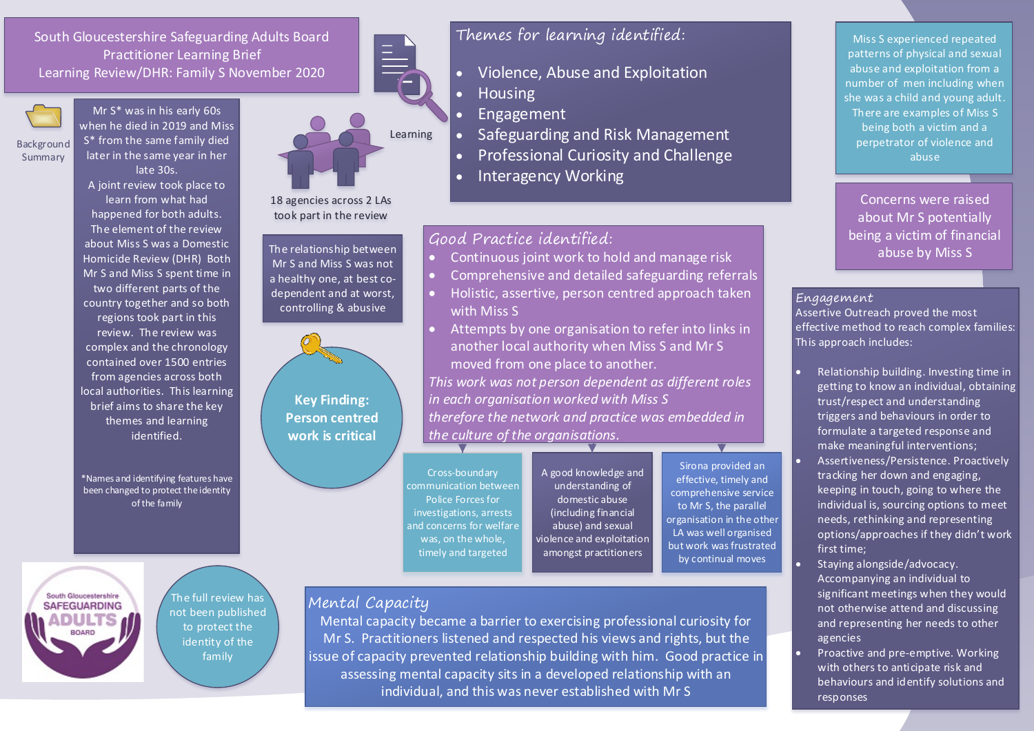# South Gloucestershire Safeguarding Adults Board
## Practitioner Learning Brief
## Learning Review/DHR: Family S November 2020

### Background Summary

Mr S* was in his early 60s when he died in 2019 and Miss S* from the same family died later in the same year in her late 30s.

A joint review took place to learn from what had happened for both adults. The element of the review about Miss S was a Domestic Homicide Review (DHR) Both Mr S and Miss S spent time in two different parts of the country together and so both regions took part in this review. The review was complex and the chronology contained over 1500 entries from agencies across both local authorities. This learning brief aims to share the key themes and learning identified.

*Names and identifying features have been changed to protect the identity of the family

18 agencies across 2 LAs took part in the review

Learning

The relationship between Mr S and Miss S was not a healthy one, at best co-dependent and at worst, controlling & abusive

**Key Finding: Person centred work is critical**

The full review has not been published to protect the identity of the family

### Themes for learning identified:

- Violence, Abuse and Exploitation
- Housing
- Engagement
- Safeguarding and Risk Management
- Professional Curiosity and Challenge
- Interagency Working

Miss S experienced repeated patterns of physical and sexual abuse and exploitation from a number of men including when she was a child and young adult. There are examples of Miss S being both a victim and a perpetrator of violence and abuse

Concerns were raised about Mr S potentially being a victim of financial abuse by Miss S

### Good Practice identified:

- Continuous joint work to hold and manage risk
- Comprehensive and detailed safeguarding referrals
- Holistic, assertive, person centred approach taken with Miss S
- Attempts by one organisation to refer into links in another local authority when Miss S and Mr S moved from one place to another.

*This work was not person dependent as different roles in each organisation worked with Miss S therefore the network and practice was embedded in the culture of the organisations.*

Cross-boundary communication between Police Forces for investigations, arrests and concerns for welfare was, on the whole, timely and targeted

A good knowledge and understanding of domestic abuse (including financial abuse) and sexual violence and exploitation amongst practitioners

Sirona provided an effective, timely and comprehensive service to Mr S, the parallel organisation in the other LA was well organised but work was frustrated by continual moves

### Mental Capacity

Mental capacity became a barrier to exercising professional curiosity for Mr S. Practitioners listened and respected his views and rights, but the issue of capacity prevented relationship building with him. Good practice in assessing mental capacity sits in a developed relationship with an individual, and this was never established with Mr S

### Engagement

Assertive Outreach proved the most effective method to reach complex families: This approach includes:

- Relationship building. Investing time in getting to know an individual, obtaining trust/respect and understanding triggers and behaviours in order to formulate a targeted response and make meaningful interventions;
- Assertiveness/Persistence. Proactively tracking her down and engaging, keeping in touch, going to where the individual is, sourcing options to meet needs, rethinking and representing options/approaches if they didn't work first time;
- Staying alongside/advocacy. Accompanying an individual to significant meetings when they would not otherwise attend and discussing and representing her needs to other agencies
- Proactive and pre-emptive. Working with others to anticipate risk and behaviours and identify solutions and responses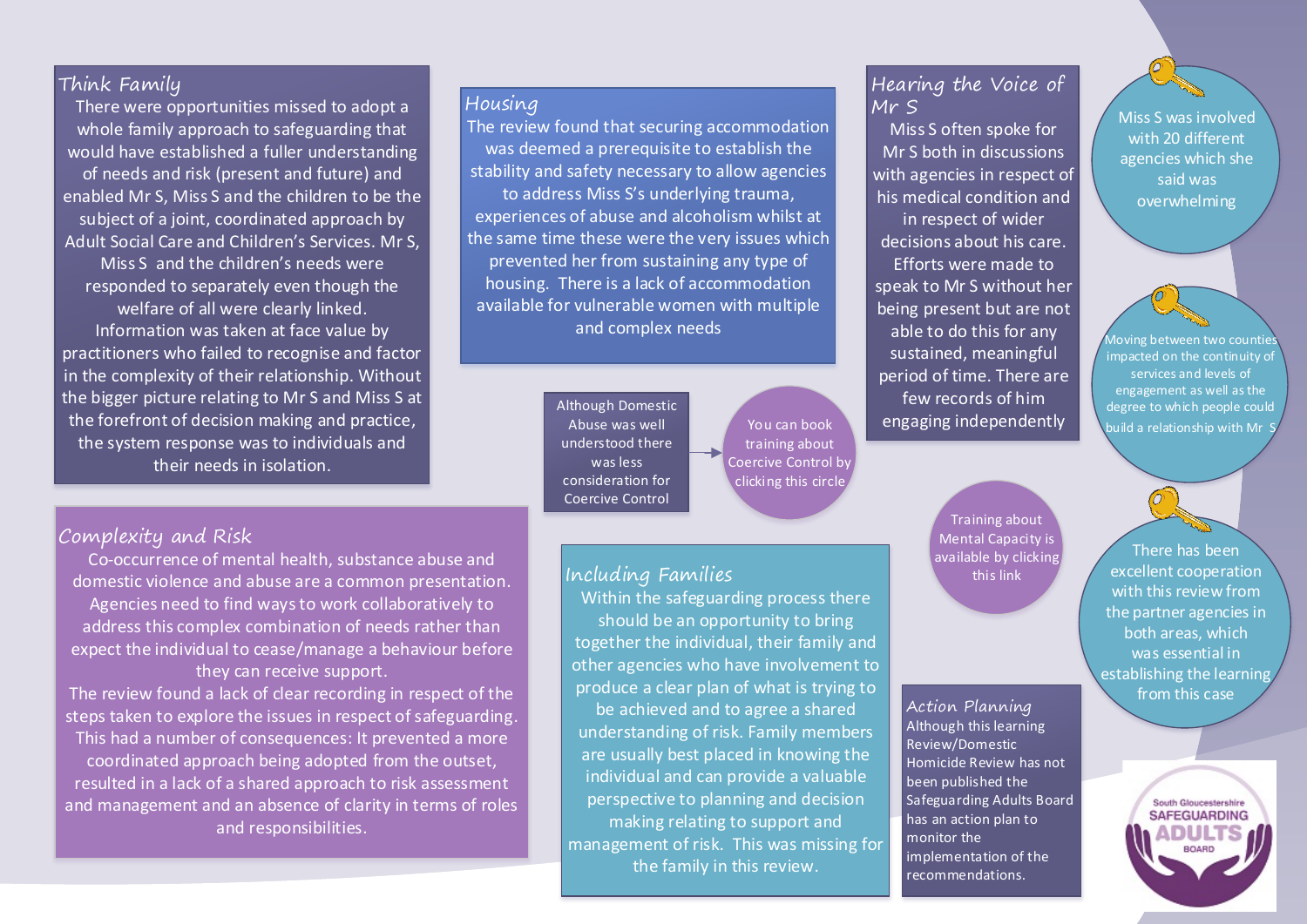## Think Family

There were opportunities missed to adopt a whole family approach to safeguarding that would have established a fuller understanding of needs and risk (present and future) and enabled Mr S, Miss S and the children to be the subject of a joint, coordinated approach by Adult Social Care and Children's Services. Mr S, Miss S and the children's needs were responded to separately even though the welfare of all were clearly linked. Information was taken at face value by practitioners who failed to recognise and factor in the complexity of their relationship. Without the bigger picture relating to Mr S and Miss S at the forefront of decision making and practice, the system response was to individuals and their needs in isolation.

## Complexity and Risk

Co-occurrence of mental health, substance abuse and domestic violence and abuse are a common presentation. Agencies need to find ways to work collaboratively to address this complex combination of needs rather than expect the individual to cease/manage a behaviour before they can receive support.

The review found a lack of clear recording in respect of the steps taken to explore the issues in respect of safeguarding. This had a number of consequences: It prevented a more coordinated approach being adopted from the outset, resulted in a lack of a shared approach to risk assessment and management and an absence of clarity in terms of roles and responsibilities.

## Housing

The review found that securing accommodation was deemed a prerequisite to establish the stability and safety necessary to allow agencies to address Miss S's underlying trauma, experiences of abuse and alcoholism whilst at the same time these were the very issues which prevented her from sustaining any type of housing. There is a lack of accommodation available for vulnerable women with multiple and complex needs

Although Domestic Abuse was well understood there was less consideration for Coercive Control

You can book training about Coercive Control by clicking this circle

## Including Families

Within the safeguarding process there should be an opportunity to bring together the individual, their family and other agencies who have involvement to produce a clear plan of what is trying to be achieved and to agree a shared understanding of risk. Family members are usually best placed in knowing the individual and can provide a valuable perspective to planning and decision making relating to support and management of risk. This was missing for the family in this review.

## Hearing the Voice of Mr S

Miss S often spoke for Mr S both in discussions with agencies in respect of his medical condition and in respect of wider decisions about his care. Efforts were made to speak to Mr S without her being present but are not able to do this for any sustained, meaningful period of time. There are few records of him engaging independently

Training about Mental Capacity is available by clicking this link

## Action Planning

Although this learning Review/Domestic Homicide Review has not been published the Safeguarding Adults Board has an action plan to monitor the implementation of the recommendations.

Miss S was involved with 20 different agencies which she said was overwhelming

Moving between two counties impacted on the continuity of services and levels of engagement as well as the degree to which people could build a relationship with Mr S

There has been excellent cooperation with this review from the partner agencies in both areas, which was essential in establishing the learning from this case

South Gloucestershire SAFEGUARDING ADULTS BOARD